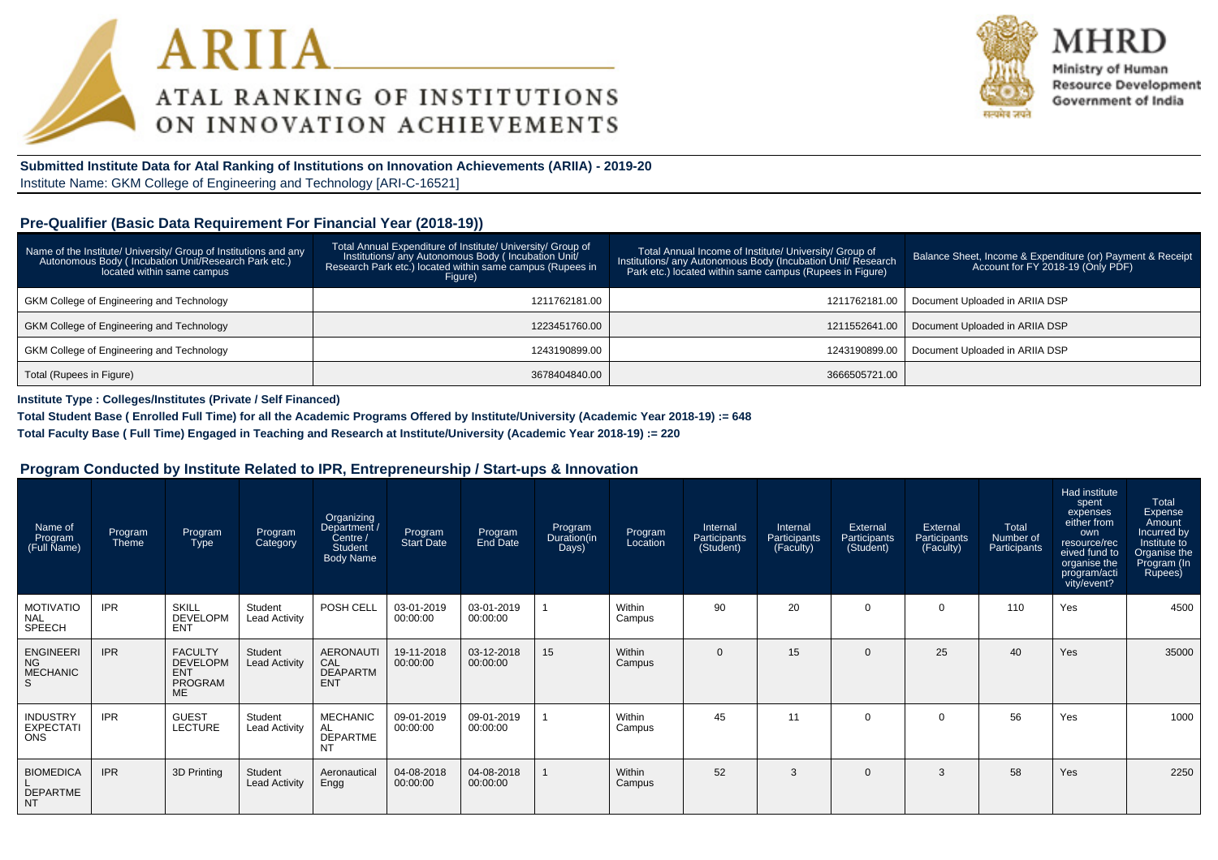# ARIIA
## ATAL RANKING OF INSTITUTIONS ON INNOVATION ACHIEVEMENTS

**MHRD**
Ministry of Human Resource Development
Government of India

**Submitted Institute Data for Atal Ranking of Institutions on Innovation Achievements (ARIIA) - 2019-20**
Institute Name: GKM College of Engineering and Technology [ARI-C-16521]

### Pre-Qualifier (Basic Data Requirement For Financial Year (2018-19))

| Name of the Institute/ University/ Group of Institutions and any Autonomous Body ( Incubation Unit/Research Park etc.) located within same campus | Total Annual Expenditure of Institute/ University/ Group of Institutions/ any Autonomous Body ( Incubation Unit/ Research Park etc.) located within same campus (Rupees in Figure) | Total Annual Income of Institute/ University/ Group of Institutions/ any Autonomous Body (Incubation Unit/ Research Park etc.) located within same campus (Rupees in Figure) | Balance Sheet, Income & Expenditure (or) Payment & Receipt Account for FY 2018-19 (Only PDF) |
|---|---|---|---|
| GKM College of Engineering and Technology | 1211762181.00 | 1211762181.00 | Document Uploaded in ARIIA DSP |
| GKM College of Engineering and Technology | 1223451760.00 | 1211552641.00 | Document Uploaded in ARIIA DSP |
| GKM College of Engineering and Technology | 1243190899.00 | 1243190899.00 | Document Uploaded in ARIIA DSP |
| Total (Rupees in Figure) | 3678404840.00 | 3666505721.00 | |

**Institute Type : Colleges/Institutes (Private / Self Financed)**

**Total Student Base ( Enrolled Full Time) for all the Academic Programs Offered by Institute/University (Academic Year 2018-19) := 648**

**Total Faculty Base ( Full Time) Engaged in Teaching and Research at Institute/University (Academic Year 2018-19) := 220**

### Program Conducted by Institute Related to IPR, Entrepreneurship / Start-ups & Innovation

| Name of Program (Full Name) | Program Theme | Program Type | Program Category | Organizing Department / Centre / Student Body Name | Program Start Date | Program End Date | Program Duration(in Days) | Program Location | Internal Participants (Student) | Internal Participants (Faculty) | External Participants (Student) | External Participants (Faculty) | Total Number of Participants | Had institute spent expenses either from own resource/received fund to organise the program/activity/event? | Total Expense Amount Incurred by Institute to Organise the Program (In Rupees) |
|---|---|---|---|---|---|---|---|---|---|---|---|---|---|---|---|
| MOTIVATIONAL SPEECH | IPR | SKILL DEVELOPMENT | Student Lead Activity | POSH CELL | 03-01-2019 00:00:00 | 03-01-2019 00:00:00 | 1 | Within Campus | 90 | 20 | 0 | 0 | 110 | Yes | 4500 |
| ENGINEERING MECHANICS | IPR | FACULTY DEVELOPMENT PROGRAMME | Student Lead Activity | AERONAUTICAL DEAPARTMENT | 19-11-2018 00:00:00 | 03-12-2018 00:00:00 | 15 | Within Campus | 0 | 15 | 0 | 25 | 40 | Yes | 35000 |
| INDUSTRY EXPECTATIONS | IPR | GUEST LECTURE | Student Lead Activity | MECHANICAL DEPARTMENT | 09-01-2019 00:00:00 | 09-01-2019 00:00:00 | 1 | Within Campus | 45 | 11 | 0 | 0 | 56 | Yes | 1000 |
| BIOMEDICAL DEPARTMENT | IPR | 3D Printing | Student Lead Activity | Aeronautical Engg | 04-08-2018 00:00:00 | 04-08-2018 00:00:00 | 1 | Within Campus | 52 | 3 | 0 | 3 | 58 | Yes | 2250 |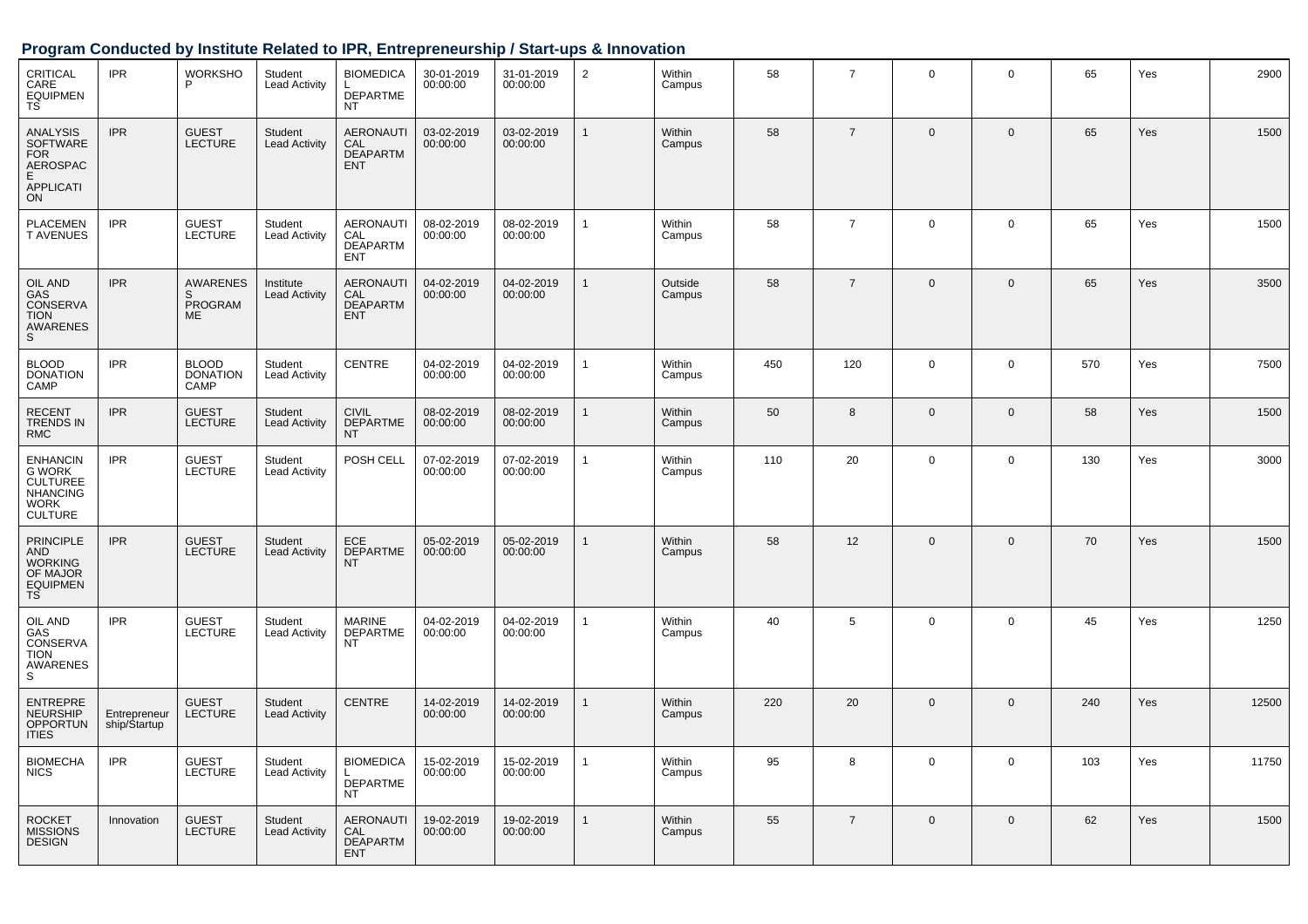## Program Conducted by Institute Related to IPR, Entrepreneurship / Start-ups & Innovation

| | | | | | | | | | | | | | | | |
|---|---|---|---|---|---|---|---|---|---|---|---|---|---|---|---|
| CRITICAL CARE EQUIPMENTS | IPR | WORKSHOP | Student Lead Activity | BIOMEDICAL DEPARTMENT | 30-01-2019 00:00:00 | 31-01-2019 00:00:00 | 2 | Within Campus | 58 | 7 | 0 | 0 | 65 | Yes | 2900 |
| ANALYSIS SOFTWARE FOR AEROSPACE APPLICATION | IPR | GUEST LECTURE | Student Lead Activity | AERONAUTICAL DEAPARTMENT | 03-02-2019 00:00:00 | 03-02-2019 00:00:00 | 1 | Within Campus | 58 | 7 | 0 | 0 | 65 | Yes | 1500 |
| PLACEMENT AVENUES | IPR | GUEST LECTURE | Student Lead Activity | AERONAUTICAL DEAPARTMENT | 08-02-2019 00:00:00 | 08-02-2019 00:00:00 | 1 | Within Campus | 58 | 7 | 0 | 0 | 65 | Yes | 1500 |
| OIL AND GAS CONSERVATION AWARENESS | IPR | AWARENESS PROGRAMME | Institute Lead Activity | AERONAUTICAL DEAPARTMENT | 04-02-2019 00:00:00 | 04-02-2019 00:00:00 | 1 | Outside Campus | 58 | 7 | 0 | 0 | 65 | Yes | 3500 |
| BLOOD DONATION CAMP | IPR | BLOOD DONATION CAMP | Student Lead Activity | CENTRE | 04-02-2019 00:00:00 | 04-02-2019 00:00:00 | 1 | Within Campus | 450 | 120 | 0 | 0 | 570 | Yes | 7500 |
| RECENT TRENDS IN RMC | IPR | GUEST LECTURE | Student Lead Activity | CIVIL DEPARTMENT | 08-02-2019 00:00:00 | 08-02-2019 00:00:00 | 1 | Within Campus | 50 | 8 | 0 | 0 | 58 | Yes | 1500 |
| ENHANCING WORK CULTUREENHANCING WORK CULTURE | IPR | GUEST LECTURE | Student Lead Activity | POSH CELL | 07-02-2019 00:00:00 | 07-02-2019 00:00:00 | 1 | Within Campus | 110 | 20 | 0 | 0 | 130 | Yes | 3000 |
| PRINCIPLE AND WORKING OF MAJOR EQUIPMENTS | IPR | GUEST LECTURE | Student Lead Activity | ECE DEPARTMENT | 05-02-2019 00:00:00 | 05-02-2019 00:00:00 | 1 | Within Campus | 58 | 12 | 0 | 0 | 70 | Yes | 1500 |
| OIL AND GAS CONSERVATION AWARENESS | IPR | GUEST LECTURE | Student Lead Activity | MARINE DEPARTMENT | 04-02-2019 00:00:00 | 04-02-2019 00:00:00 | 1 | Within Campus | 40 | 5 | 0 | 0 | 45 | Yes | 1250 |
| ENTREPRENEURSHIP OPPORTUNITIES | Entrepreneurship/Startup | GUEST LECTURE | Student Lead Activity | CENTRE | 14-02-2019 00:00:00 | 14-02-2019 00:00:00 | 1 | Within Campus | 220 | 20 | 0 | 0 | 240 | Yes | 12500 |
| BIOMECHANICS | IPR | GUEST LECTURE | Student Lead Activity | BIOMEDICAL DEPARTMENT | 15-02-2019 00:00:00 | 15-02-2019 00:00:00 | 1 | Within Campus | 95 | 8 | 0 | 0 | 103 | Yes | 11750 |
| ROCKET MISSIONS DESIGN | Innovation | GUEST LECTURE | Student Lead Activity | AERONAUTICAL DEAPARTMENT | 19-02-2019 00:00:00 | 19-02-2019 00:00:00 | 1 | Within Campus | 55 | 7 | 0 | 0 | 62 | Yes | 1500 |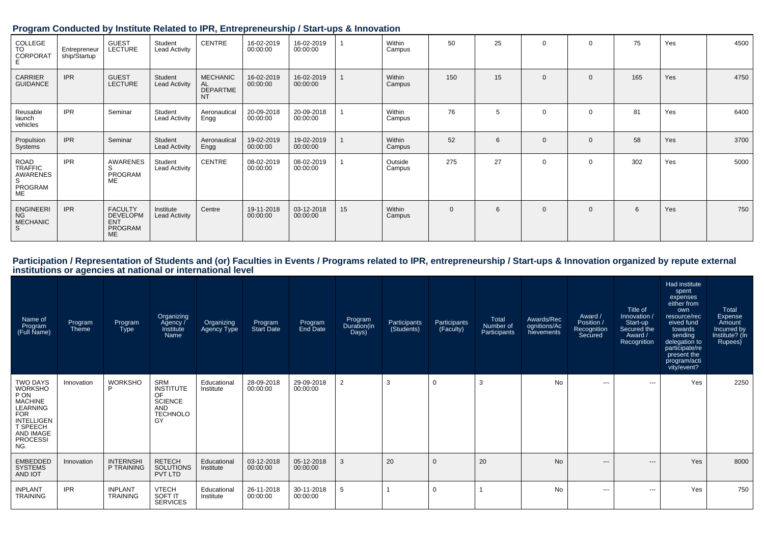## Program Conducted by Institute Related to IPR, Entrepreneurship / Start-ups & Innovation

| | | | | | | | | | | | | | | | |
|---|---|---|---|---|---|---|---|---|---|---|---|---|---|---|---|
| COLLEGE TO CORPORATE | Entrepreneurship/Startup | GUEST LECTURE | Student Lead Activity | CENTRE | 16-02-2019 00:00:00 | 16-02-2019 00:00:00 | 1 | Within Campus | 50 | 25 | 0 | 0 | 75 | Yes | 4500 |
| CARRIER GUIDANCE | IPR | GUEST LECTURE | Student Lead Activity | MECHANICAL DEPARTMENT | 16-02-2019 00:00:00 | 16-02-2019 00:00:00 | 1 | Within Campus | 150 | 15 | 0 | 0 | 165 | Yes | 4750 |
| Reusable launch vehicles | IPR | Seminar | Student Lead Activity | Aeronautical Engg | 20-09-2018 00:00:00 | 20-09-2018 00:00:00 | 1 | Within Campus | 76 | 5 | 0 | 0 | 81 | Yes | 6400 |
| Propulsion Systems | IPR | Seminar | Student Lead Activity | Aeronautical Engg | 19-02-2019 00:00:00 | 19-02-2019 00:00:00 | 1 | Within Campus | 52 | 6 | 0 | 0 | 58 | Yes | 3700 |
| ROAD TRAFFIC AWARENESS PROGRAMME | IPR | AWARENESS PROGRAMME | Student Lead Activity | CENTRE | 08-02-2019 00:00:00 | 08-02-2019 00:00:00 | 1 | Outside Campus | 275 | 27 | 0 | 0 | 302 | Yes | 5000 |
| ENGINEERING MECHANICS | IPR | FACULTY DEVELOPMENT PROGRAMME | Institute Lead Activity | Centre | 19-11-2018 00:00:00 | 03-12-2018 00:00:00 | 15 | Within Campus | 0 | 6 | 0 | 0 | 6 | Yes | 750 |

## Participation / Representation of Students and (or) Faculties in Events / Programs related to IPR, entrepreneurship / Start-ups & Innovation organized by repute external institutions or agencies at national or international level

| Name of Program (Full Name) | Program Theme | Program Type | Organizing Agency / Institute Name | Organizing Agency Type | Program Start Date | Program End Date | Program Duration(in Days) | Participants (Students) | Participants (Faculty) | Total Number of Participants | Awards/Recognitions/Achievements | Award / Position / Recognition Secured | Title of Innovation / Start-up Secured the Award / Recognition | Had institute spent expenses either from own resource/received fund towards sending delegation to participate/represent the program/activity/event? | Total Expense Amount Incurred by Institute? (In Rupees) |
|---|---|---|---|---|---|---|---|---|---|---|---|---|---|---|---|
| TWO DAYS WORKSHOP ON MACHINE LEARNING FOR INTELLIGENT SPEECH AND IMAGE PROCESSING. | Innovation | WORKSHOP | SRM INSTITUTE OF SCIENCE AND TECHNOLOGY | Educational Institute | 28-09-2018 00:00:00 | 29-09-2018 00:00:00 | 2 | 3 | 0 | 3 | No | --- | --- | Yes | 2250 |
| EMBEDDED SYSTEMS AND IOT | Innovation | INTERNSHIP TRAINING | RETECH SOLUTIONS PVT LTD | Educational Institute | 03-12-2018 00:00:00 | 05-12-2018 00:00:00 | 3 | 20 | 0 | 20 | No | --- | --- | Yes | 8000 |
| INPLANT TRAINING | IPR | INPLANT TRAINING | VTECH SOFT IT SERVICES | Educational Institute | 26-11-2018 00:00:00 | 30-11-2018 00:00:00 | 5 | 1 | 0 | 1 | No | --- | --- | Yes | 750 |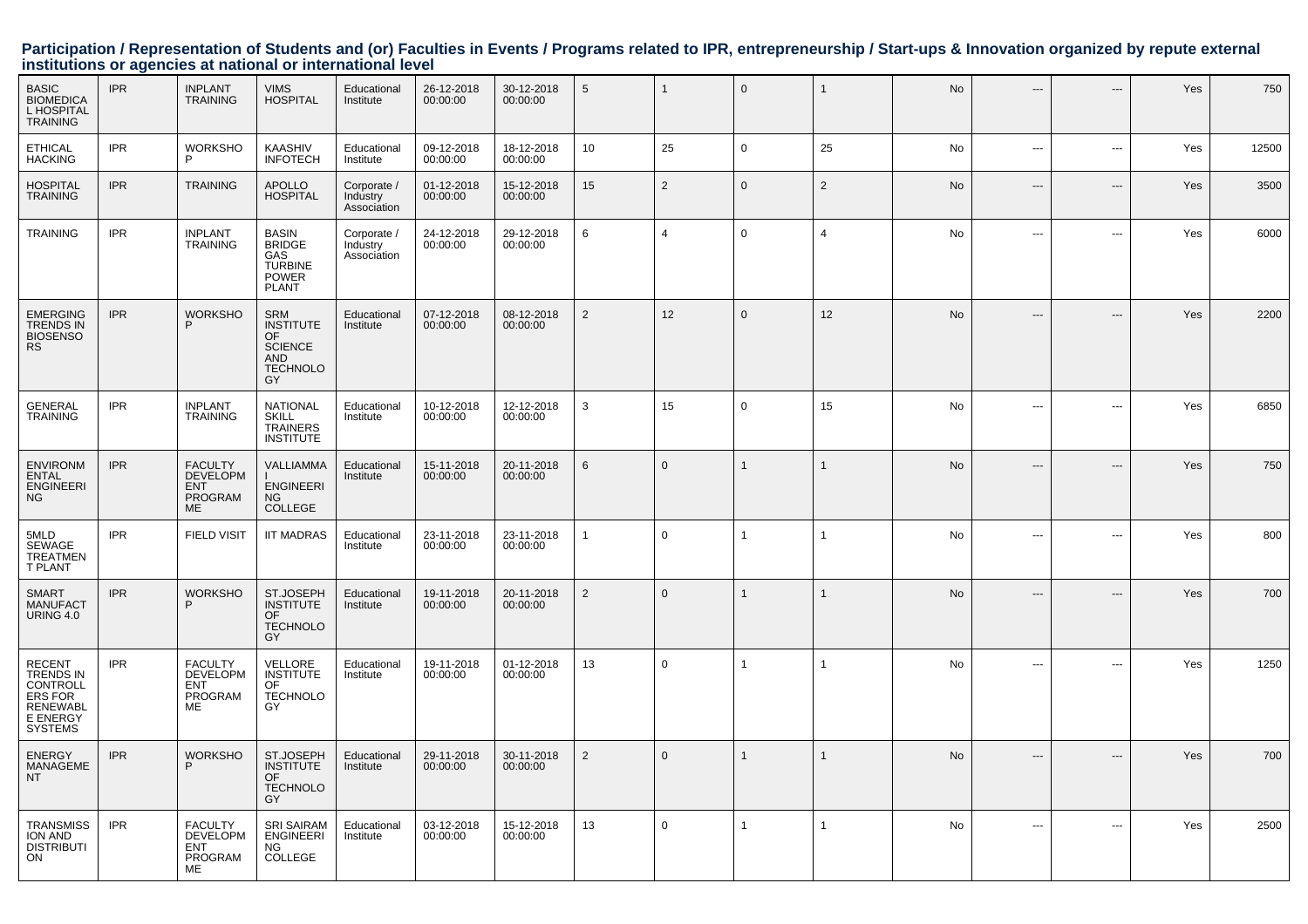## Participation / Representation of Students and (or) Faculties in Events / Programs related to IPR, entrepreneurship / Start-ups & Innovation organized by repute external institutions or agencies at national or international level

| | | | | | | | | | | | | | | | |
|---|---|---|---|---|---|---|---|---|---|---|---|---|---|---|---|
| BASIC BIOMEDICAL HOSPITAL TRAINING | IPR | INPLANT TRAINING | VIMS HOSPITAL | Educational Institute | 26-12-2018 00:00:00 | 30-12-2018 00:00:00 | 5 | 1 | 0 | 1 | No | --- | --- | Yes | 750 |
| ETHICAL HACKING | IPR | WORKSHOP | KAASHIV INFOTECH | Educational Institute | 09-12-2018 00:00:00 | 18-12-2018 00:00:00 | 10 | 25 | 0 | 25 | No | --- | --- | Yes | 12500 |
| HOSPITAL TRAINING | IPR | TRAINING | APOLLO HOSPITAL | Corporate / Industry Association | 01-12-2018 00:00:00 | 15-12-2018 00:00:00 | 15 | 2 | 0 | 2 | No | --- | --- | Yes | 3500 |
| TRAINING | IPR | INPLANT TRAINING | BASIN BRIDGE GAS TURBINE POWER PLANT | Corporate / Industry Association | 24-12-2018 00:00:00 | 29-12-2018 00:00:00 | 6 | 4 | 0 | 4 | No | --- | --- | Yes | 6000 |
| EMERGING TRENDS IN BIOSENSORS | IPR | WORKSHOP | SRM INSTITUTE OF SCIENCE AND TECHNOLOGY | Educational Institute | 07-12-2018 00:00:00 | 08-12-2018 00:00:00 | 2 | 12 | 0 | 12 | No | --- | --- | Yes | 2200 |
| GENERAL TRAINING | IPR | INPLANT TRAINING | NATIONAL SKILL TRAINERS INSTITUTE | Educational Institute | 10-12-2018 00:00:00 | 12-12-2018 00:00:00 | 3 | 15 | 0 | 15 | No | --- | --- | Yes | 6850 |
| ENVIRONMENTAL ENGINEERING | IPR | FACULTY DEVELOPMENT PROGRAMME | VALLIAMMAI ENGINEERING COLLEGE | Educational Institute | 15-11-2018 00:00:00 | 20-11-2018 00:00:00 | 6 | 0 | 1 | 1 | No | --- | --- | Yes | 750 |
| 5MLD SEWAGE TREATMENT PLANT | IPR | FIELD VISIT | IIT MADRAS | Educational Institute | 23-11-2018 00:00:00 | 23-11-2018 00:00:00 | 1 | 0 | 1 | 1 | No | --- | --- | Yes | 800 |
| SMART MANUFACTURING 4.0 | IPR | WORKSHOP | ST.JOSEPH INSTITUTE OF TECHNOLOGY | Educational Institute | 19-11-2018 00:00:00 | 20-11-2018 00:00:00 | 2 | 0 | 1 | 1 | No | --- | --- | Yes | 700 |
| RECENT TRENDS IN CONTROLLERS FOR RENEWABLE ENERGY SYSTEMS | IPR | FACULTY DEVELOPMENT PROGRAMME | VELLORE INSTITUTE OF TECHNOLOGY | Educational Institute | 19-11-2018 00:00:00 | 01-12-2018 00:00:00 | 13 | 0 | 1 | 1 | No | --- | --- | Yes | 1250 |
| ENERGY MANAGEMENT | IPR | WORKSHOP | ST.JOSEPH INSTITUTE OF TECHNOLOGY | Educational Institute | 29-11-2018 00:00:00 | 30-11-2018 00:00:00 | 2 | 0 | 1 | 1 | No | --- | --- | Yes | 700 |
| TRANSMISSION AND DISTRIBUTION | IPR | FACULTY DEVELOPMENT PROGRAMME | SRI SAIRAM ENGINEERING COLLEGE | Educational Institute | 03-12-2018 00:00:00 | 15-12-2018 00:00:00 | 13 | 0 | 1 | 1 | No | --- | --- | Yes | 2500 |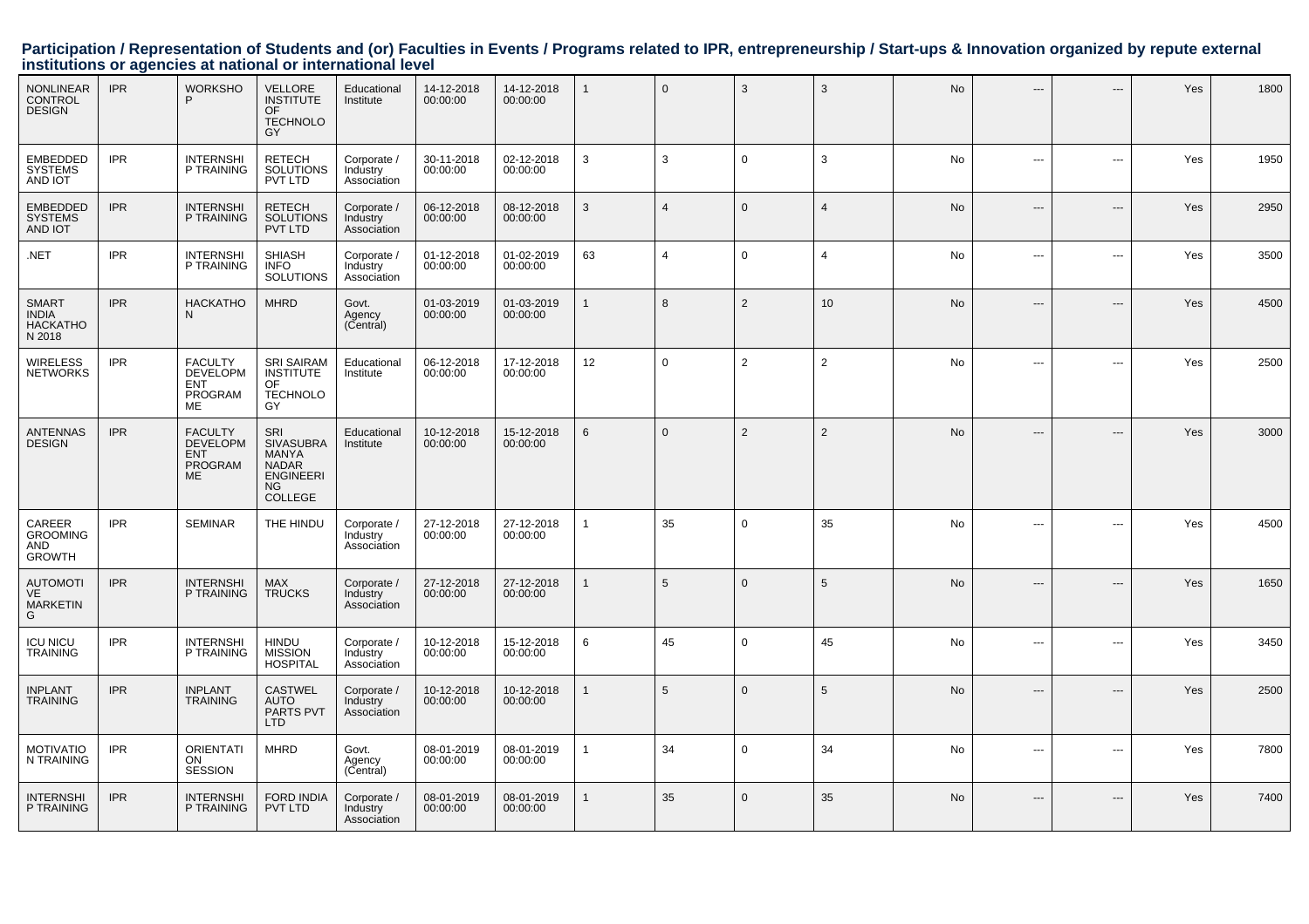## Participation / Representation of Students and (or) Faculties in Events / Programs related to IPR, entrepreneurship / Start-ups & Innovation organized by repute external institutions or agencies at national or international level

| | | | | | | | | | | | | | | | |
|---|---|---|---|---|---|---|---|---|---|---|---|---|---|---|---|
| NONLINEAR CONTROL DESIGN | IPR | WORKSHOP | VELLORE INSTITUTE OF TECHNOLOGY | Educational Institute | 14-12-2018 00:00:00 | 14-12-2018 00:00:00 | 1 | 0 | 3 | 3 | No | --- | --- | Yes | 1800 |
| EMBEDDED SYSTEMS AND IOT | IPR | INTERNSHIP TRAINING | RETECH SOLUTIONS PVT LTD | Corporate / Industry Association | 30-11-2018 00:00:00 | 02-12-2018 00:00:00 | 3 | 3 | 0 | 3 | No | --- | --- | Yes | 1950 |
| EMBEDDED SYSTEMS AND IOT | IPR | INTERNSHIP TRAINING | RETECH SOLUTIONS PVT LTD | Corporate / Industry Association | 06-12-2018 00:00:00 | 08-12-2018 00:00:00 | 3 | 4 | 0 | 4 | No | --- | --- | Yes | 2950 |
| .NET | IPR | INTERNSHIP TRAINING | SHIASH INFO SOLUTIONS | Corporate / Industry Association | 01-12-2018 00:00:00 | 01-02-2019 00:00:00 | 63 | 4 | 0 | 4 | No | --- | --- | Yes | 3500 |
| SMART INDIA HACKATHON 2018 | IPR | HACKATHON | MHRD | Govt. Agency (Central) | 01-03-2019 00:00:00 | 01-03-2019 00:00:00 | 1 | 8 | 2 | 10 | No | --- | --- | Yes | 4500 |
| WIRELESS NETWORKS | IPR | FACULTY DEVELOPMENT PROGRAMME | SRI SAIRAM INSTITUTE OF TECHNOLOGY | Educational Institute | 06-12-2018 00:00:00 | 17-12-2018 00:00:00 | 12 | 0 | 2 | 2 | No | --- | --- | Yes | 2500 |
| ANTENNAS DESIGN | IPR | FACULTY DEVELOPMENT PROGRAMME | SRI SIVASUBRAMANYA NADAR ENGINEERING COLLEGE | Educational Institute | 10-12-2018 00:00:00 | 15-12-2018 00:00:00 | 6 | 0 | 2 | 2 | No | --- | --- | Yes | 3000 |
| CAREER GROOMING AND GROWTH | IPR | SEMINAR | THE HINDU | Corporate / Industry Association | 27-12-2018 00:00:00 | 27-12-2018 00:00:00 | 1 | 35 | 0 | 35 | No | --- | --- | Yes | 4500 |
| AUTOMOTIVE MARKETING | IPR | INTERNSHIP TRAINING | MAX TRUCKS | Corporate / Industry Association | 27-12-2018 00:00:00 | 27-12-2018 00:00:00 | 1 | 5 | 0 | 5 | No | --- | --- | Yes | 1650 |
| ICU NICU TRAINING | IPR | INTERNSHIP TRAINING | HINDU MISSION HOSPITAL | Corporate / Industry Association | 10-12-2018 00:00:00 | 15-12-2018 00:00:00 | 6 | 45 | 0 | 45 | No | --- | --- | Yes | 3450 |
| INPLANT TRAINING | IPR | INPLANT TRAINING | CASTWEL AUTO PARTS PVT LTD | Corporate / Industry Association | 10-12-2018 00:00:00 | 10-12-2018 00:00:00 | 1 | 5 | 0 | 5 | No | --- | --- | Yes | 2500 |
| MOTIVATION TRAINING | IPR | ORIENTATION SESSION | MHRD | Govt. Agency (Central) | 08-01-2019 00:00:00 | 08-01-2019 00:00:00 | 1 | 34 | 0 | 34 | No | --- | --- | Yes | 7800 |
| INTERNSHIP TRAINING | IPR | INTERNSHIP TRAINING | FORD INDIA PVT LTD | Corporate / Industry Association | 08-01-2019 00:00:00 | 08-01-2019 00:00:00 | 1 | 35 | 0 | 35 | No | --- | --- | Yes | 7400 |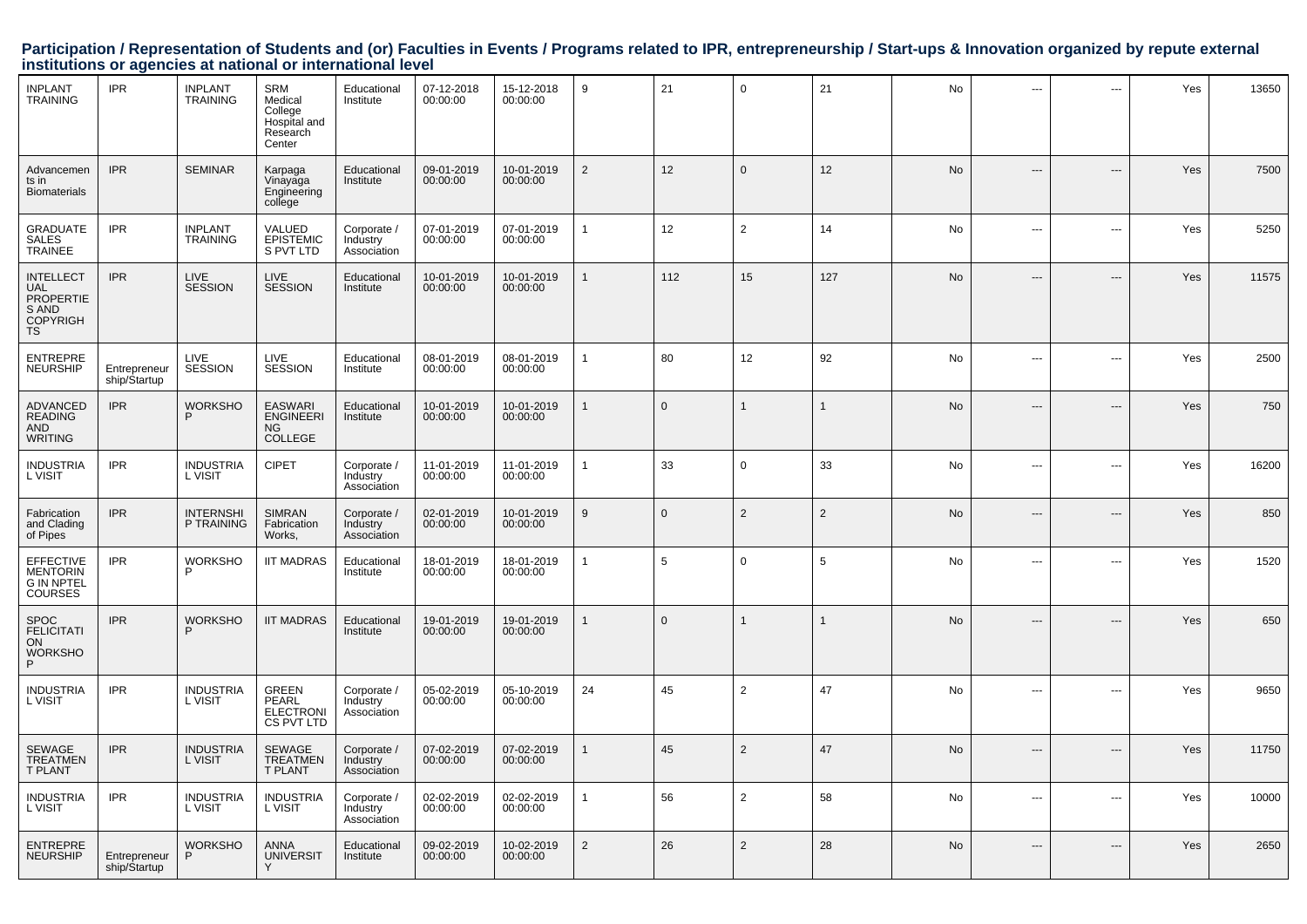## Participation / Representation of Students and (or) Faculties in Events / Programs related to IPR, entrepreneurship / Start-ups & Innovation organized by repute external institutions or agencies at national or international level

| | | | | | | | | | | | | | | | |
|---|---|---|---|---|---|---|---|---|---|---|---|---|---|---|---|
| INPLANT TRAINING | IPR | INPLANT TRAINING | SRM Medical College Hospital and Research Center | Educational Institute | 07-12-2018 00:00:00 | 15-12-2018 00:00:00 | 9 | 21 | 0 | 21 | No | --- | --- | Yes | 13650 |
| Advancements in Biomaterials | IPR | SEMINAR | Karpaga Vinayaga Engineering college | Educational Institute | 09-01-2019 00:00:00 | 10-01-2019 00:00:00 | 2 | 12 | 0 | 12 | No | --- | --- | Yes | 7500 |
| GRADUATE SALES TRAINEE | IPR | INPLANT TRAINING | VALUED EPISTEMICS PVT LTD | Corporate / Industry Association | 07-01-2019 00:00:00 | 07-01-2019 00:00:00 | 1 | 12 | 2 | 14 | No | --- | --- | Yes | 5250 |
| INTELLECTUAL PROPERTIES AND COPYRIGHTS | IPR | LIVE SESSION | LIVE SESSION | Educational Institute | 10-01-2019 00:00:00 | 10-01-2019 00:00:00 | 1 | 112 | 15 | 127 | No | --- | --- | Yes | 11575 |
| ENTREPRENEURSHIP | Entrepreneurship/Startup | LIVE SESSION | LIVE SESSION | Educational Institute | 08-01-2019 00:00:00 | 08-01-2019 00:00:00 | 1 | 80 | 12 | 92 | No | --- | --- | Yes | 2500 |
| ADVANCED READING AND WRITING | IPR | WORKSHOP | EASWARI ENGINEERING COLLEGE | Educational Institute | 10-01-2019 00:00:00 | 10-01-2019 00:00:00 | 1 | 0 | 1 | 1 | No | --- | --- | Yes | 750 |
| INDUSTRIAL VISIT | IPR | INDUSTRIAL VISIT | CIPET | Corporate / Industry Association | 11-01-2019 00:00:00 | 11-01-2019 00:00:00 | 1 | 33 | 0 | 33 | No | --- | --- | Yes | 16200 |
| Fabrication and Clading of Pipes | IPR | INTERNSHIP TRAINING | SIMRAN Fabrication Works, | Corporate / Industry Association | 02-01-2019 00:00:00 | 10-01-2019 00:00:00 | 9 | 0 | 2 | 2 | No | --- | --- | Yes | 850 |
| EFFECTIVE MENTORING IN NPTEL COURSES | IPR | WORKSHOP | IIT MADRAS | Educational Institute | 18-01-2019 00:00:00 | 18-01-2019 00:00:00 | 1 | 5 | 0 | 5 | No | --- | --- | Yes | 1520 |
| SPOC FELICITATION WORKSHOP | IPR | WORKSHOP | IIT MADRAS | Educational Institute | 19-01-2019 00:00:00 | 19-01-2019 00:00:00 | 1 | 0 | 1 | 1 | No | --- | --- | Yes | 650 |
| INDUSTRIAL VISIT | IPR | INDUSTRIAL VISIT | GREEN PEARL ELECTRONICS PVT LTD | Corporate / Industry Association | 05-02-2019 00:00:00 | 05-10-2019 00:00:00 | 24 | 45 | 2 | 47 | No | --- | --- | Yes | 9650 |
| SEWAGE TREATMENT PLANT | IPR | INDUSTRIAL VISIT | SEWAGE TREATMENT PLANT | Corporate / Industry Association | 07-02-2019 00:00:00 | 07-02-2019 00:00:00 | 1 | 45 | 2 | 47 | No | --- | --- | Yes | 11750 |
| INDUSTRIAL VISIT | IPR | INDUSTRIAL VISIT | INDUSTRIAL VISIT | Corporate / Industry Association | 02-02-2019 00:00:00 | 02-02-2019 00:00:00 | 1 | 56 | 2 | 58 | No | --- | --- | Yes | 10000 |
| ENTREPRENEURSHIP | Entrepreneurship/Startup | WORKSHOP | ANNA UNIVERSITY | Educational Institute | 09-02-2019 00:00:00 | 10-02-2019 00:00:00 | 2 | 26 | 2 | 28 | No | --- | --- | Yes | 2650 |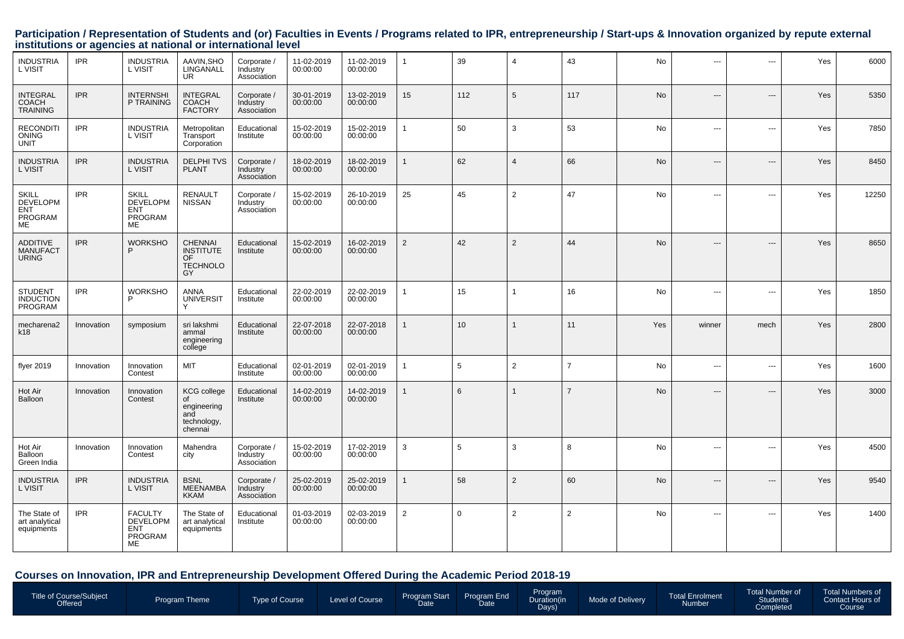## Participation / Representation of Students and (or) Faculties in Events / Programs related to IPR, entrepreneurship / Start-ups & Innovation organized by repute external institutions or agencies at national or international level

| | | | | | | | | | | | | | | | |
|---|---|---|---|---|---|---|---|---|---|---|---|---|---|---|---|
| INDUSTRIAL VISIT | IPR | INDUSTRIAL VISIT | AAVIN,SHOLINGANALLUR | Corporate / Industry Association | 11-02-2019 00:00:00 | 11-02-2019 00:00:00 | 1 | 39 | 4 | 43 | No | --- | --- | Yes | 6000 |
| INTEGRAL COACH TRAINING | IPR | INTERNSHIP TRAINING | INTEGRAL COACH FACTORY | Corporate / Industry Association | 30-01-2019 00:00:00 | 13-02-2019 00:00:00 | 15 | 112 | 5 | 117 | No | --- | --- | Yes | 5350 |
| RECONDITIONING UNIT | IPR | INDUSTRIAL VISIT | Metropolitan Transport Corporation | Educational Institute | 15-02-2019 00:00:00 | 15-02-2019 00:00:00 | 1 | 50 | 3 | 53 | No | --- | --- | Yes | 7850 |
| INDUSTRIAL VISIT | IPR | INDUSTRIAL VISIT | DELPHI TVS PLANT | Corporate / Industry Association | 18-02-2019 00:00:00 | 18-02-2019 00:00:00 | 1 | 62 | 4 | 66 | No | --- | --- | Yes | 8450 |
| SKILL DEVELOPMENT PROGRAMME | IPR | SKILL DEVELOPMENT PROGRAMME | RENAULT NISSAN | Corporate / Industry Association | 15-02-2019 00:00:00 | 26-10-2019 00:00:00 | 25 | 45 | 2 | 47 | No | --- | --- | Yes | 12250 |
| ADDITIVE MANUFACTURING | IPR | WORKSHOP | CHENNAI INSTITUTE OF TECHNOLOGY | Educational Institute | 15-02-2019 00:00:00 | 16-02-2019 00:00:00 | 2 | 42 | 2 | 44 | No | --- | --- | Yes | 8650 |
| STUDENT INDUCTION PROGRAM | IPR | WORKSHOP | ANNA UNIVERSITY | Educational Institute | 22-02-2019 00:00:00 | 22-02-2019 00:00:00 | 1 | 15 | 1 | 16 | No | --- | --- | Yes | 1850 |
| mecharena2k18 | Innovation | symposium | sri lakshmi ammal engineering college | Educational Institute | 22-07-2018 00:00:00 | 22-07-2018 00:00:00 | 1 | 10 | 1 | 11 | Yes | winner | mech | Yes | 2800 |
| flyer 2019 | Innovation | Innovation Contest | MIT | Educational Institute | 02-01-2019 00:00:00 | 02-01-2019 00:00:00 | 1 | 5 | 2 | 7 | No | --- | --- | Yes | 1600 |
| Hot Air Balloon | Innovation | Innovation Contest | KCG college of engineering and technology, chennai | Educational Institute | 14-02-2019 00:00:00 | 14-02-2019 00:00:00 | 1 | 6 | 1 | 7 | No | --- | --- | Yes | 3000 |
| Hot Air Balloon Green India | Innovation | Innovation Contest | Mahendra city | Corporate / Industry Association | 15-02-2019 00:00:00 | 17-02-2019 00:00:00 | 3 | 5 | 3 | 8 | No | --- | --- | Yes | 4500 |
| INDUSTRIAL VISIT | IPR | INDUSTRIAL VISIT | BSNL MEENAMBAKKAM | Corporate / Industry Association | 25-02-2019 00:00:00 | 25-02-2019 00:00:00 | 1 | 58 | 2 | 60 | No | --- | --- | Yes | 9540 |
| The State of art analytical equipments | IPR | FACULTY DEVELOPMENT PROGRAMME | The State of art analytical equipments | Educational Institute | 01-03-2019 00:00:00 | 02-03-2019 00:00:00 | 2 | 0 | 2 | 2 | No | --- | --- | Yes | 1400 |

## Courses on Innovation, IPR and Entrepreneurship Development Offered During the Academic Period 2018-19

| Title of Course/Subject Offered | Program Theme | Type of Course | Level of Course | Program Start Date | Program End Date | Program Duration(in Days) | Mode of Delivery | Total Enrolment Number | Total Number of Students Completed | Total Numbers of Contact Hours of Course |
|---|---|---|---|---|---|---|---|---|---|---|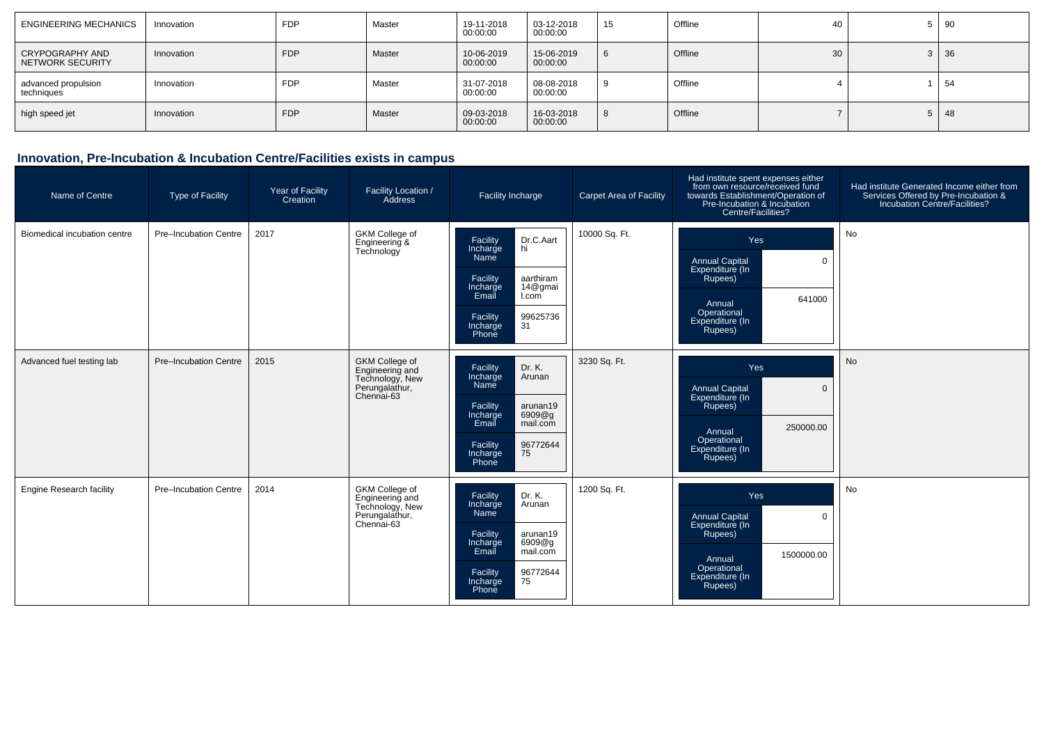| ENGINEERING MECHANICS | Innovation | FDP | Master | 19-11-2018 00:00:00 | 03-12-2018 00:00:00 | 15 | Offline | 40 | 5 | 90 |
|---|---|---|---|---|---|---|---|---|---|---|
| CRYPOGRAPHY AND NETWORK SECURITY | Innovation | FDP | Master | 10-06-2019 00:00:00 | 15-06-2019 00:00:00 | 6 | Offline | 30 | 3 | 36 |
| advanced propulsion techniques | Innovation | FDP | Master | 31-07-2018 00:00:00 | 08-08-2018 00:00:00 | 9 | Offline | 4 | 1 | 54 |
| high speed jet | Innovation | FDP | Master | 09-03-2018 00:00:00 | 16-03-2018 00:00:00 | 8 | Offline | 7 | 5 | 48 |

## Innovation, Pre-Incubation & Incubation Centre/Facilities exists in campus

| Name of Centre | Type of Facility | Year of Facility Creation | Facility Location / Address | Facility Incharge | Carpet Area of Facility | Had institute spent expenses either from own resource/received fund towards Establishment/Operation of Pre-Incubation & Incubation Centre/Facilities? | Had institute Generated Income either from Services Offered by Pre-Incubation & Incubation Centre/Facilities? |
|---|---|---|---|---|---|---|---|
| Biomedical incubation centre | Pre–Incubation Centre | 2017 | GKM College of Engineering & Technology | Facility Incharge Name: Dr.C.Aarthi<br>Facility Incharge Email: aarthiram14@gmail.com<br>Facility Incharge Phone: 9962573631 | 10000 Sq. Ft. | Yes<br>Annual Capital Expenditure (In Rupees): 0<br>Annual Operational Expenditure (In Rupees): 641000 | No |
| Advanced fuel testing lab | Pre–Incubation Centre | 2015 | GKM College of Engineering and Technology, New Perungalathur, Chennai-63 | Facility Incharge Name: Dr. K. Arunan<br>Facility Incharge Email: arunan196909@gmail.com<br>Facility Incharge Phone: 9677264475 | 3230 Sq. Ft. | Yes<br>Annual Capital Expenditure (In Rupees): 0<br>Annual Operational Expenditure (In Rupees): 250000.00 | No |
| Engine Research facility | Pre–Incubation Centre | 2014 | GKM College of Engineering and Technology, New Perungalathur, Chennai-63 | Facility Incharge Name: Dr. K. Arunan<br>Facility Incharge Email: arunan196909@gmail.com<br>Facility Incharge Phone: 9677264475 | 1200 Sq. Ft. | Yes<br>Annual Capital Expenditure (In Rupees): 0<br>Annual Operational Expenditure (In Rupees): 1500000.00 | No |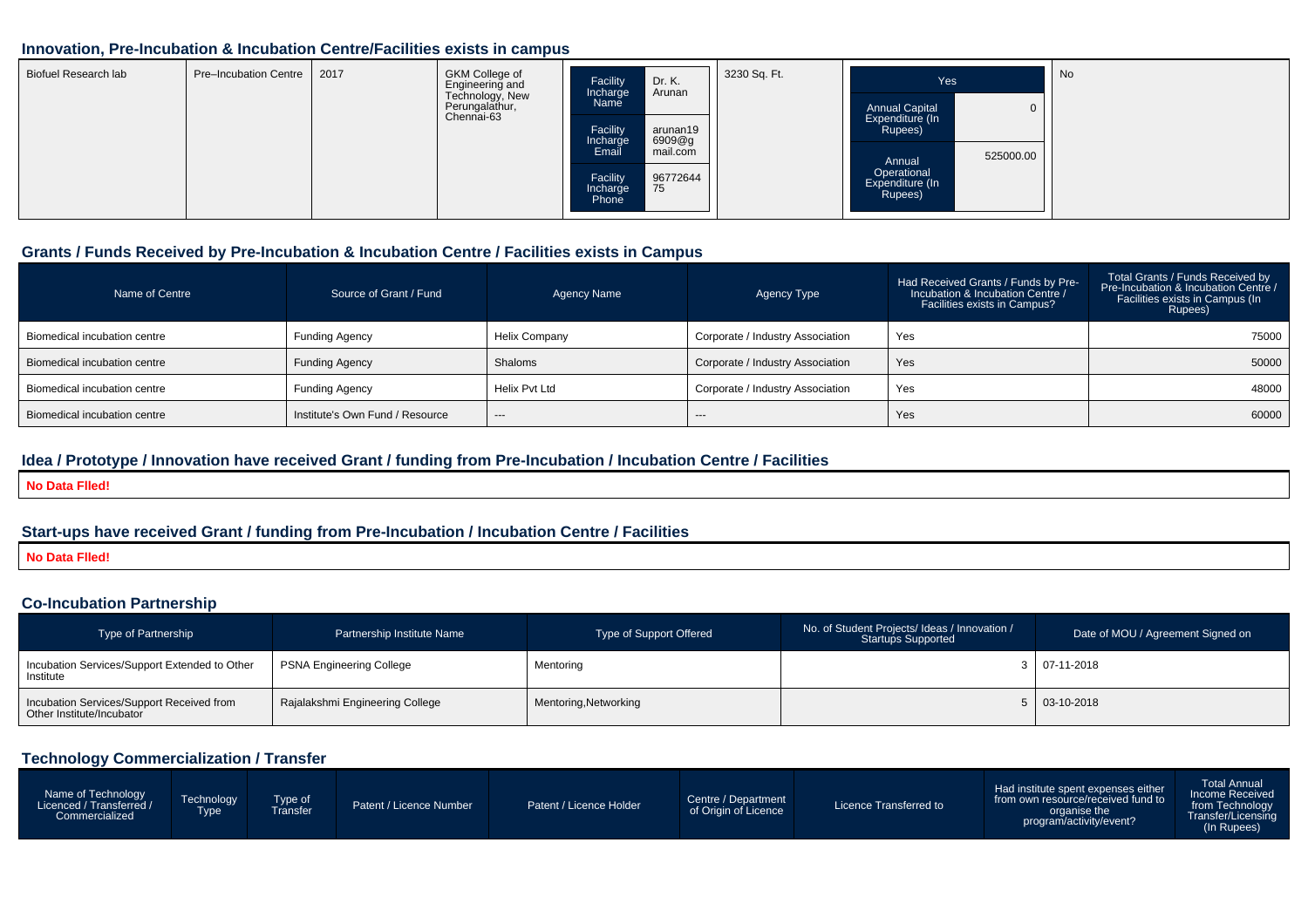## Innovation, Pre-Incubation & Incubation Centre/Facilities exists in campus

| Biofuel Research lab | Pre–Incubation Centre | 2017 | GKM College of Engineering and Technology, New Perungalathur, Chennai-63 | Facility Incharge Name: Dr. K. Arunan<br>Facility Incharge Email: arunan196909@gmail.com<br>Facility Incharge Phone: 9677264475 | 3230 Sq. Ft. | Yes<br>Annual Capital Expenditure (In Rupees): 0<br>Annual Operational Expenditure (In Rupees): 525000.00 | No |
|---|---|---|---|---|---|---|---|

## Grants / Funds Received by Pre-Incubation & Incubation Centre / Facilities exists in Campus

| Name of Centre | Source of Grant / Fund | Agency Name | Agency Type | Had Received Grants / Funds by Pre-Incubation & Incubation Centre / Facilities exists in Campus? | Total Grants / Funds Received by Pre-Incubation & Incubation Centre / Facilities exists in Campus (In Rupees) |
|---|---|---|---|---|---|
| Biomedical incubation centre | Funding Agency | Helix Company | Corporate / Industry Association | Yes | 75000 |
| Biomedical incubation centre | Funding Agency | Shaloms | Corporate / Industry Association | Yes | 50000 |
| Biomedical incubation centre | Funding Agency | Helix Pvt Ltd | Corporate / Industry Association | Yes | 48000 |
| Biomedical incubation centre | Institute's Own Fund / Resource | --- | --- | Yes | 60000 |

## Idea / Prototype / Innovation have received Grant / funding from Pre-Incubation / Incubation Centre / Facilities

**No Data Flled!**

## Start-ups have received Grant / funding from Pre-Incubation / Incubation Centre / Facilities

**No Data Flled!**

## Co-Incubation Partnership

| Type of Partnership | Partnership Institute Name | Type of Support Offered | No. of Student Projects/ Ideas / Innovation / Startups Supported | Date of MOU / Agreement Signed on |
|---|---|---|---|---|
| Incubation Services/Support Extended to Other Institute | PSNA Engineering College | Mentoring | 3 | 07-11-2018 |
| Incubation Services/Support Received from Other Institute/Incubator | Rajalakshmi Engineering College | Mentoring,Networking | 5 | 03-10-2018 |

## Technology Commercialization / Transfer

| Name of Technology Licenced / Transferred / Commercialized | Technology Type | Type of Transfer | Patent / Licence Number | Patent / Licence Holder | Centre / Department of Origin of Licence | Licence Transferred to | Had institute spent expenses either from own resource/received fund to organise the program/activity/event? | Total Annual Income Received from Technology Transfer/Licensing (In Rupees) |
|---|---|---|---|---|---|---|---|---|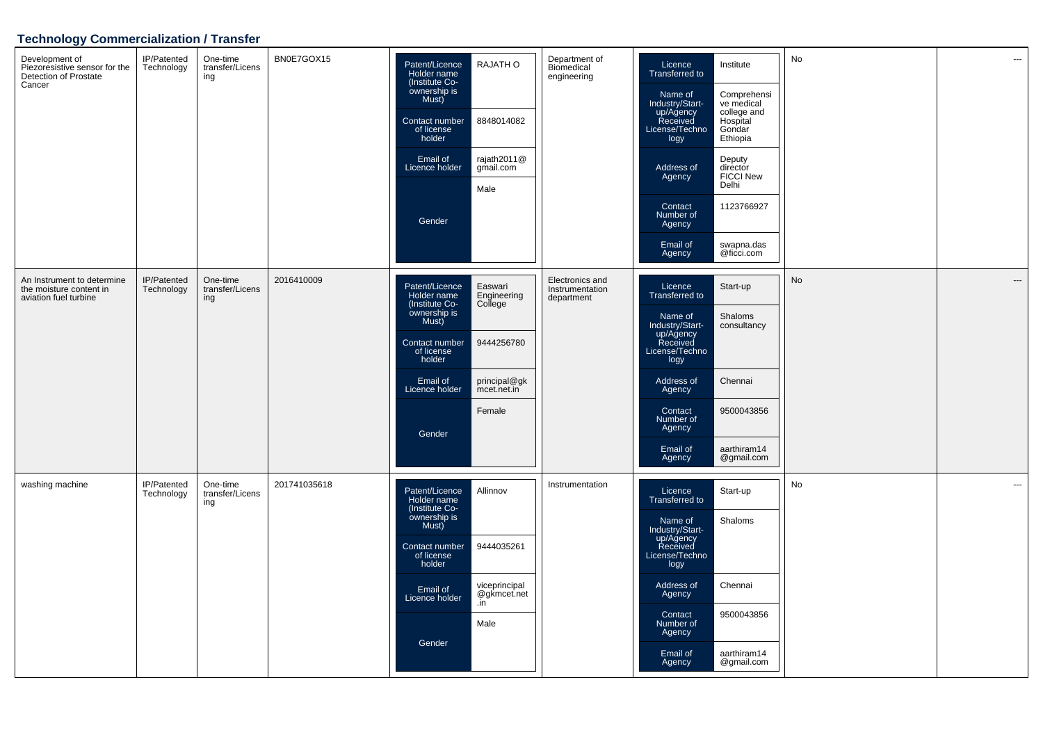## Technology Commercialization / Transfer

| | | | | | | | | |
|---|---|---|---|---|---|---|---|---|
| Development of Piezoresistive sensor for the Detection of Prostate Cancer | IP/Patented Technology | One-time transfer/Licensing | BN0E7GOX15 | Patent/Licence Holder name (Institute Co-ownership is Must): RAJATH O<br>Contact number of license holder: 8848014082<br>Email of Licence holder: rajath2011@gmail.com<br>Gender: Male | Department of Biomedical engineering | Licence Transferred to: Institute<br>Name of Industry/Start-up/Agency Received License/Technology: Comprehensive medical college and Hospital Gondar Ethiopia<br>Address of Agency: Deputy director FICCI New Delhi<br>Contact Number of Agency: 1123766927<br>Email of Agency: swapna.das@ficci.com | No | --- |
| An Instrument to determine the moisture content in aviation fuel turbine | IP/Patented Technology | One-time transfer/Licensing | 2016410009 | Patent/Licence Holder name (Institute Co-ownership is Must): Easwari Engineering College<br>Contact number of license holder: 9444256780<br>Email of Licence holder: principal@gkmcet.net.in<br>Gender: Female | Electronics and Instrumentation department | Licence Transferred to: Start-up<br>Name of Industry/Start-up/Agency Received License/Technology: Shaloms consultancy<br>Address of Agency: Chennai<br>Contact Number of Agency: 9500043856<br>Email of Agency: aarthiram14@gmail.com | No | --- |
| washing machine | IP/Patented Technology | One-time transfer/Licensing | 201741035618 | Patent/Licence Holder name (Institute Co-ownership is Must): Allinnov<br>Contact number of license holder: 9444035261<br>Email of Licence holder: viceprincipal@gkmcet.net.in<br>Gender: Male | Instrumentation | Licence Transferred to: Start-up<br>Name of Industry/Start-up/Agency Received License/Technology: Shaloms<br>Address of Agency: Chennai<br>Contact Number of Agency: 9500043856<br>Email of Agency: aarthiram14@gmail.com | No | --- |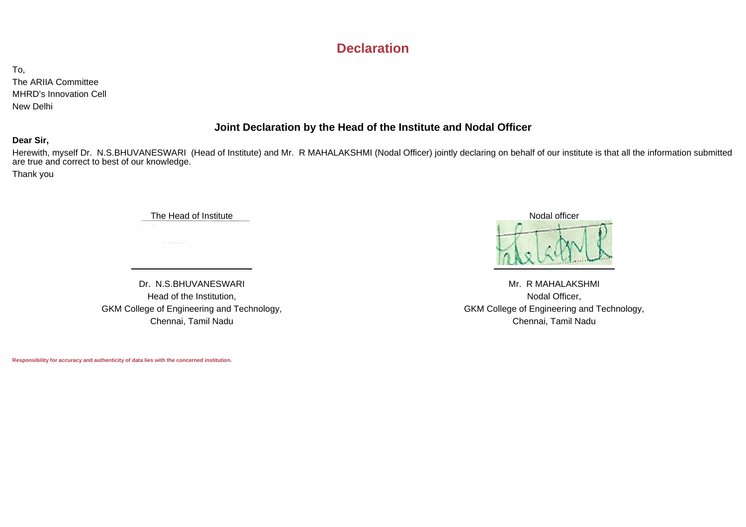# Declaration

To,

The ARIIA Committee

MHRD's Innovation Cell

New Delhi

## Joint Declaration by the Head of the Institute and Nodal Officer

**Dear Sir,**

Herewith, myself Dr. N.S.BHUVANESWARI (Head of Institute) and Mr. R MAHALAKSHMI (Nodal Officer) jointly declaring on behalf of our institute is that all the information submitted are true and correct to best of our knowledge.

Thank you

The Head of Institute

Dr. N.S.BHUVANESWARI
Head of the Institution,
GKM College of Engineering and Technology,
Chennai, Tamil Nadu

Nodal officer

Mr. R MAHALAKSHMI
Nodal Officer,
GKM College of Engineering and Technology,
Chennai, Tamil Nadu

**Responsibility for accuracy and authenticity of data lies with the concerned institution.**